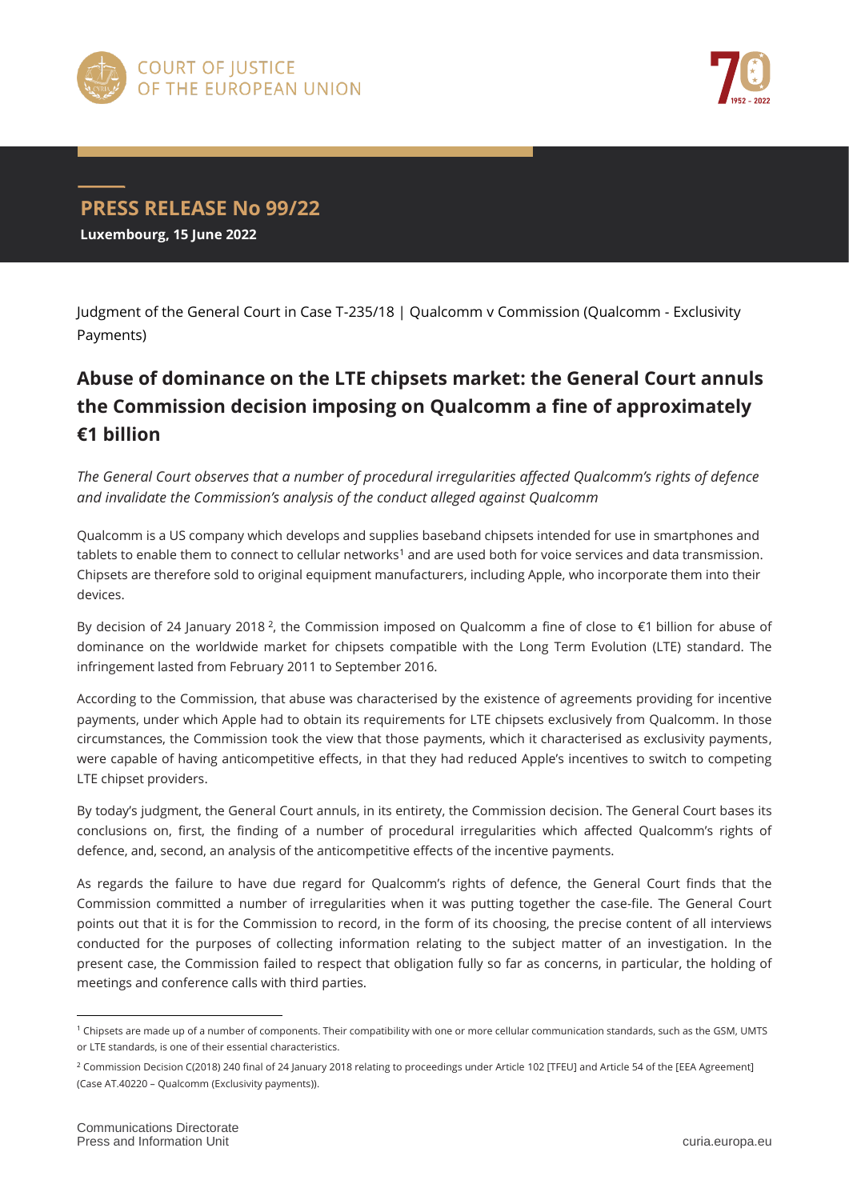COURT OF JUSTICE OF THE EUROPEAN UNION

## PRESS RELEASE No 99/22

**Luxembourg, 15 June 2022**

Judgment of the General Court in Case T-235/18 | Qualcomm v Commission (Qualcomm - Exclusivity Payments)

# Abuse of dominance on the LTE chipsets market: the General Court annuls the Commission decision imposing on Qualcomm a fine of approximately €1 billion

*The General Court observes that a number of procedural irregularities affected Qualcomm's rights of defence and invalidate the Commission's analysis of the conduct alleged against Qualcomm*

Qualcomm is a US company which develops and supplies baseband chipsets intended for use in smartphones and tablets to enable them to connect to cellular networks[1] and are used both for voice services and data transmission. Chipsets are therefore sold to original equipment manufacturers, including Apple, who incorporate them into their devices.

By decision of 24 January 2018 [2], the Commission imposed on Qualcomm a fine of close to €1 billion for abuse of dominance on the worldwide market for chipsets compatible with the Long Term Evolution (LTE) standard. The infringement lasted from February 2011 to September 2016.

According to the Commission, that abuse was characterised by the existence of agreements providing for incentive payments, under which Apple had to obtain its requirements for LTE chipsets exclusively from Qualcomm. In those circumstances, the Commission took the view that those payments, which it characterised as exclusivity payments, were capable of having anticompetitive effects, in that they had reduced Apple's incentives to switch to competing LTE chipset providers.

By today's judgment, the General Court annuls, in its entirety, the Commission decision. The General Court bases its conclusions on, first, the finding of a number of procedural irregularities which affected Qualcomm's rights of defence, and, second, an analysis of the anticompetitive effects of the incentive payments.

As regards the failure to have due regard for Qualcomm's rights of defence, the General Court finds that the Commission committed a number of irregularities when it was putting together the case-file. The General Court points out that it is for the Commission to record, in the form of its choosing, the precise content of all interviews conducted for the purposes of collecting information relating to the subject matter of an investigation. In the present case, the Commission failed to respect that obligation fully so far as concerns, in particular, the holding of meetings and conference calls with third parties.

---

[1] Chipsets are made up of a number of components. Their compatibility with one or more cellular communication standards, such as the GSM, UMTS or LTE standards, is one of their essential characteristics.

[2] Commission Decision C(2018) 240 final of 24 January 2018 relating to proceedings under Article 102 [TFEU] and Article 54 of the [EEA Agreement] (Case AT.40220 – Qualcomm (Exclusivity payments)).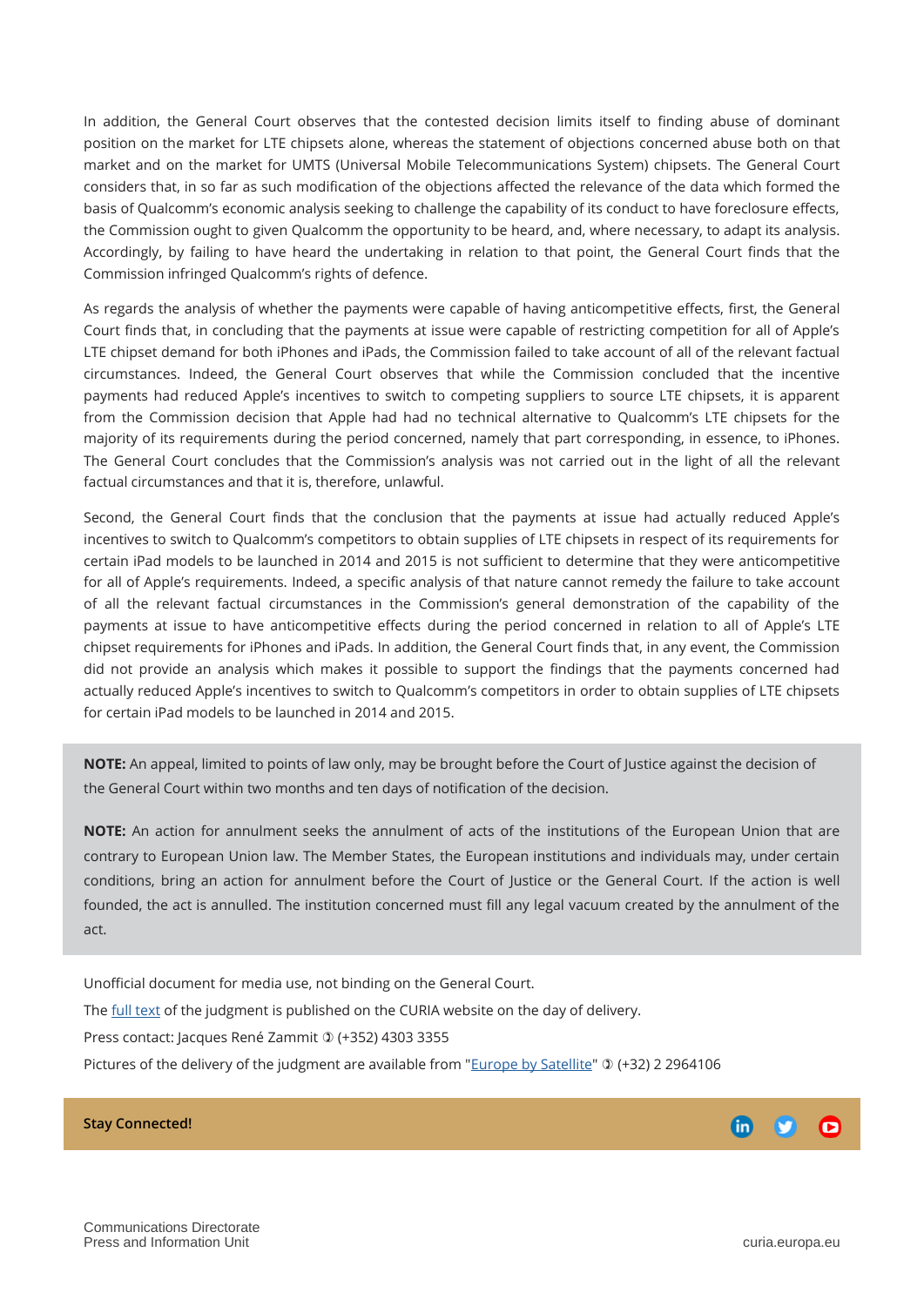In addition, the General Court observes that the contested decision limits itself to finding abuse of dominant position on the market for LTE chipsets alone, whereas the statement of objections concerned abuse both on that market and on the market for UMTS (Universal Mobile Telecommunications System) chipsets. The General Court considers that, in so far as such modification of the objections affected the relevance of the data which formed the basis of Qualcomm's economic analysis seeking to challenge the capability of its conduct to have foreclosure effects, the Commission ought to given Qualcomm the opportunity to be heard, and, where necessary, to adapt its analysis. Accordingly, by failing to have heard the undertaking in relation to that point, the General Court finds that the Commission infringed Qualcomm's rights of defence.

As regards the analysis of whether the payments were capable of having anticompetitive effects, first, the General Court finds that, in concluding that the payments at issue were capable of restricting competition for all of Apple's LTE chipset demand for both iPhones and iPads, the Commission failed to take account of all of the relevant factual circumstances. Indeed, the General Court observes that while the Commission concluded that the incentive payments had reduced Apple's incentives to switch to competing suppliers to source LTE chipsets, it is apparent from the Commission decision that Apple had had no technical alternative to Qualcomm's LTE chipsets for the majority of its requirements during the period concerned, namely that part corresponding, in essence, to iPhones. The General Court concludes that the Commission's analysis was not carried out in the light of all the relevant factual circumstances and that it is, therefore, unlawful.

Second, the General Court finds that the conclusion that the payments at issue had actually reduced Apple's incentives to switch to Qualcomm's competitors to obtain supplies of LTE chipsets in respect of its requirements for certain iPad models to be launched in 2014 and 2015 is not sufficient to determine that they were anticompetitive for all of Apple's requirements. Indeed, a specific analysis of that nature cannot remedy the failure to take account of all the relevant factual circumstances in the Commission's general demonstration of the capability of the payments at issue to have anticompetitive effects during the period concerned in relation to all of Apple's LTE chipset requirements for iPhones and iPads. In addition, the General Court finds that, in any event, the Commission did not provide an analysis which makes it possible to support the findings that the payments concerned had actually reduced Apple's incentives to switch to Qualcomm's competitors in order to obtain supplies of LTE chipsets for certain iPad models to be launched in 2014 and 2015.

**NOTE:** An appeal, limited to points of law only, may be brought before the Court of Justice against the decision of the General Court within two months and ten days of notification of the decision.

**NOTE:** An action for annulment seeks the annulment of acts of the institutions of the European Union that are contrary to European Union law. The Member States, the European institutions and individuals may, under certain conditions, bring an action for annulment before the Court of Justice or the General Court. If the action is well founded, the act is annulled. The institution concerned must fill any legal vacuum created by the annulment of the act.

Unofficial document for media use, not binding on the General Court.

The full text of the judgment is published on the CURIA website on the day of delivery.

Press contact: Jacques René Zammit ✆ (+352) 4303 3355

Pictures of the delivery of the judgment are available from "Europe by Satellite" ✆ (+32) 2 2964106

**Stay Connected!**

Communications Directorate
Press and Information Unit

curia.europa.eu